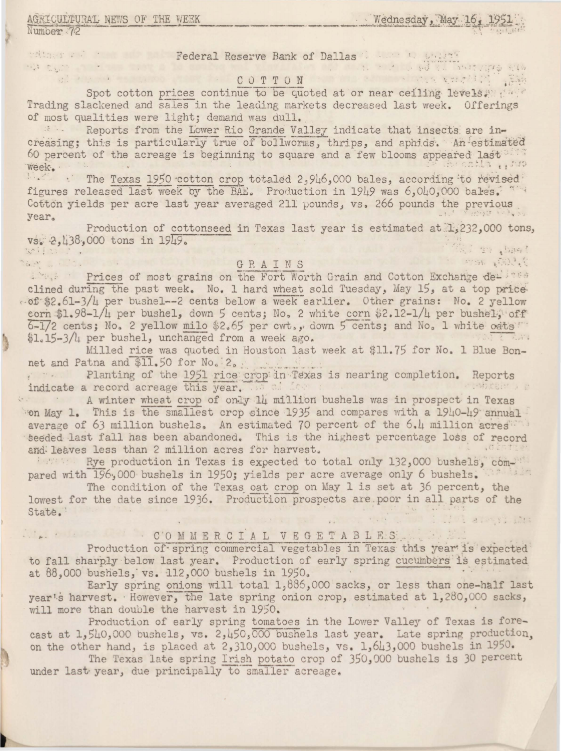AGRICULTURAL NEWS OF THE WEEK — Wednesday, May 16, 1951
Number 72

Federal Reserve Bank of Dallas

## COTTON

Spot cotton prices continue to be quoted at or near ceiling levels. Trading slackened and sales in the leading markets decreased last week. Offerings of most qualities were light; demand was dull.

Reports from the Lower Rio Grande Valley indicate that insects are increasing; this is particularly true of bollworms, thrips, and aphids. An estimated 60 percent of the acreage is beginning to square and a few blooms appeared last week.

The Texas 1950 cotton crop totaled 2,946,000 bales, according to revised figures released last week by the BAE. Production in 1949 was 6,040,000 bales. Cotton yields per acre last year averaged 211 pounds, vs. 266 pounds the previous year.

Production of cottonseed in Texas last year is estimated at 1,232,000 tons, vs. 2,438,000 tons in 1949.

## GRAINS

Prices of most grains on the Fort Worth Grain and Cotton Exchange declined during the past week. No. 1 hard wheat sold Tuesday, May 15, at a top price of $2.61-3/4 per bushel--2 cents below a week earlier. Other grains: No. 2 yellow corn $1.98-1/4 per bushel, down 5 cents; No. 2 white corn $2.12-1/4 per bushel, off 6-1/2 cents; No. 2 yellow milo $2.65 per cwt., down 5 cents; and No. 1 white oats $1.15-3/4 per bushel, unchanged from a week ago.

Milled rice was quoted in Houston last week at $11.75 for No. 1 Blue Bonnet and Patna and $11.50 for No. 2.

Planting of the 1951 rice crop in Texas is nearing completion. Reports indicate a record acreage this year.

A winter wheat crop of only 14 million bushels was in prospect in Texas on May 1. This is the smallest crop since 1935 and compares with a 1940-49 annual average of 63 million bushels. An estimated 70 percent of the 6.4 million acres seeded last fall has been abandoned. This is the highest percentage loss of record and leaves less than 2 million acres for harvest.

Rye production in Texas is expected to total only 132,000 bushels, compared with 196,000 bushels in 1950; yields per acre average only 6 bushels.

The condition of the Texas oat crop on May 1 is set at 36 percent, the lowest for the date since 1936. Production prospects are poor in all parts of the State.

## COMMERCIAL VEGETABLES

Production of spring commercial vegetables in Texas this year is expected to fall sharply below last year. Production of early spring cucumbers is estimated at 88,000 bushels, vs. 112,000 bushels in 1950.

Early spring onions will total 1,886,000 sacks, or less than one-half last year's harvest. However, the late spring onion crop, estimated at 1,280,000 sacks, will more than double the harvest in 1950.

Production of early spring tomatoes in the Lower Valley of Texas is forecast at 1,540,000 bushels, vs. 2,450,000 bushels last year. Late spring production, on the other hand, is placed at 2,310,000 bushels, vs. 1,643,000 bushels in 1950.

The Texas late spring Irish potato crop of 350,000 bushels is 30 percent under last year, due principally to smaller acreage.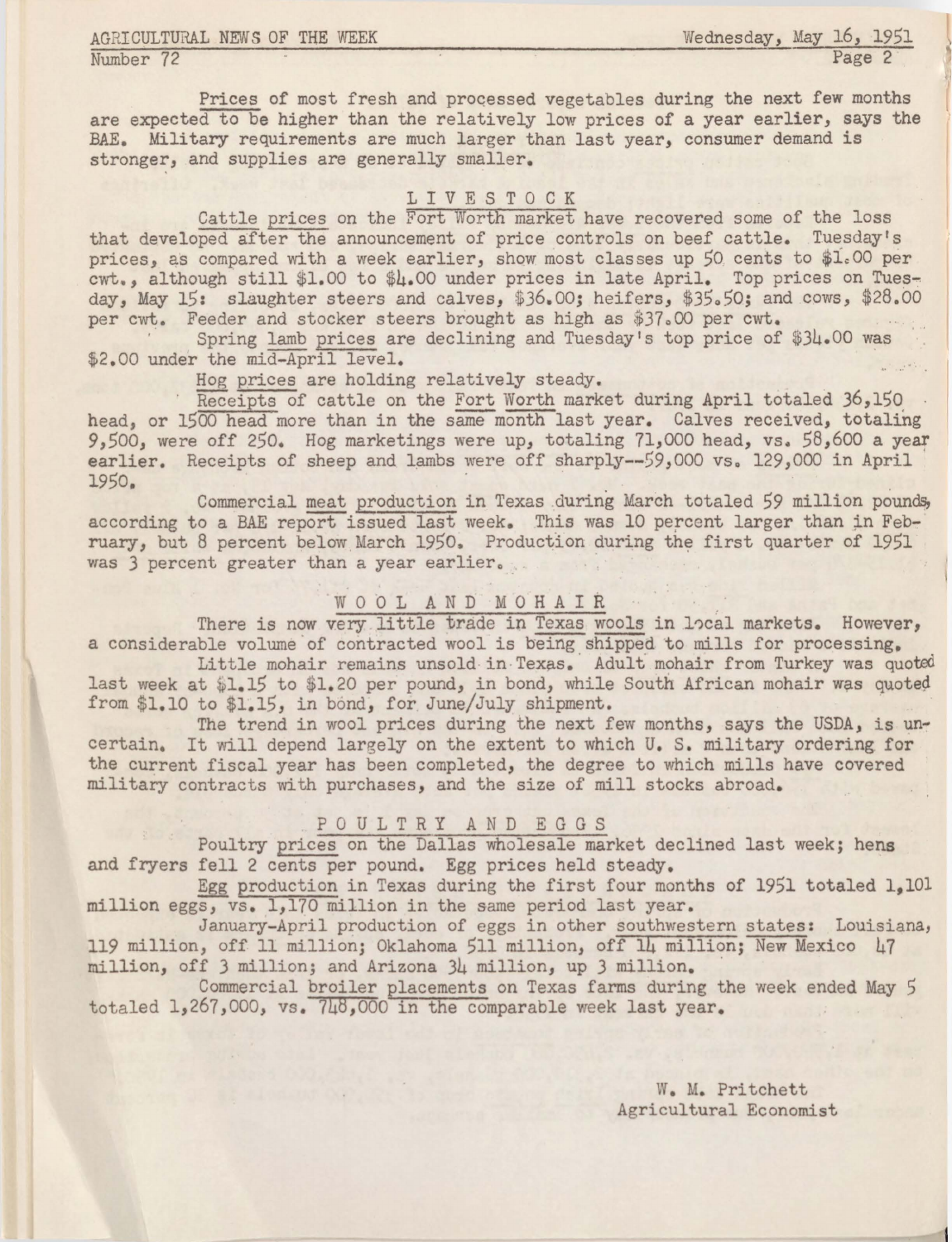Prices of most fresh and processed vegetables during the next few months are expected to be higher than the relatively low prices of a year earlier, says the BAE. Military requirements are much larger than last year, consumer demand is stronger, and supplies are generally smaller.

## LIVESTOCK

Cattle prices on the Fort Worth market have recovered some of the loss that developed after the announcement of price controls on beef cattle. Tuesday's prices, as compared with a week earlier, show most classes up 50 cents to $1.00 per cwt., although still $1.00 to $4.00 under prices in late April. Top prices on Tuesday, May 15: slaughter steers and calves, $36.00; heifers, $35.50; and cows, $28.00 per cwt. Feeder and stocker steers brought as high as $37.00 per cwt.

Spring lamb prices are declining and Tuesday's top price of $34.00 was $2.00 under the mid-April level.

Hog prices are holding relatively steady.

Receipts of cattle on the Fort Worth market during April totaled 36,150 head, or 1500 head more than in the same month last year. Calves received, totaling 9,500, were off 250. Hog marketings were up, totaling 71,000 head, vs. 58,600 a year earlier. Receipts of sheep and lambs were off sharply--59,000 vs. 129,000 in April 1950.

Commercial meat production in Texas during March totaled 59 million pounds, according to a BAE report issued last week. This was 10 percent larger than in February, but 8 percent below March 1950. Production during the first quarter of 1951 was 3 percent greater than a year earlier.

## WOOL AND MOHAIR

There is now very little trade in Texas wools in local markets. However, a considerable volume of contracted wool is being shipped to mills for processing.

Little mohair remains unsold in Texas. Adult mohair from Turkey was quoted last week at $1.15 to $1.20 per pound, in bond, while South African mohair was quoted from $1.10 to $1.15, in bond, for June/July shipment.

The trend in wool prices during the next few months, says the USDA, is uncertain. It will depend largely on the extent to which U. S. military ordering for the current fiscal year has been completed, the degree to which mills have covered military contracts with purchases, and the size of mill stocks abroad.

## POULTRY AND EGGS

Poultry prices on the Dallas wholesale market declined last week; hens and fryers fell 2 cents per pound. Egg prices held steady.

Egg production in Texas during the first four months of 1951 totaled 1,101 million eggs, vs. 1,170 million in the same period last year.

January-April production of eggs in other southwestern states: Louisiana, 119 million, off 11 million; Oklahoma 511 million, off 14 million; New Mexico 47 million, off 3 million; and Arizona 34 million, up 3 million.

Commercial broiler placements on Texas farms during the week ended May 5 totaled 1,267,000, vs. 748,000 in the comparable week last year.

W. M. Pritchett
Agricultural Economist